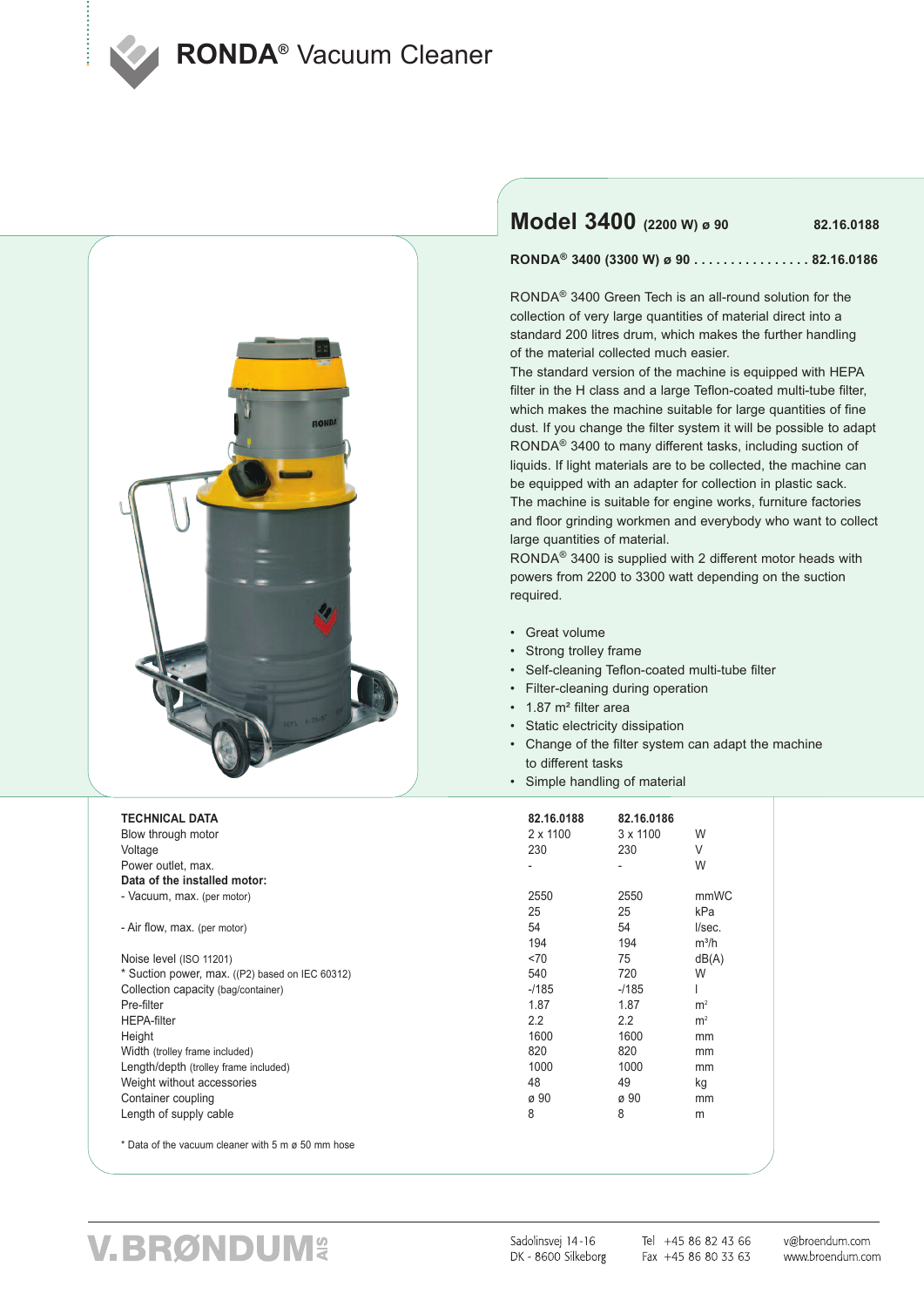# RONDA® Vacuum Cleaner

## Model 3400 (2200 W) ø 90 — 82.16.0188

**RONDA® 3400 (3300 W) ø 90 . . . . . . . . . . . . . . . . 82.16.0186**

RONDA® 3400 Green Tech is an all-round solution for the collection of very large quantities of material direct into a standard 200 litres drum, which makes the further handling of the material collected much easier.
The standard version of the machine is equipped with HEPA filter in the H class and a large Teflon-coated multi-tube filter, which makes the machine suitable for large quantities of fine dust. If you change the filter system it will be possible to adapt RONDA® 3400 to many different tasks, including suction of liquids. If light materials are to be collected, the machine can be equipped with an adapter for collection in plastic sack.
The machine is suitable for engine works, furniture factories and floor grinding workmen and everybody who want to collect large quantities of material.
RONDA® 3400 is supplied with 2 different motor heads with powers from 2200 to 3300 watt depending on the suction required.

- Great volume
- Strong trolley frame
- Self-cleaning Teflon-coated multi-tube filter
- Filter-cleaning during operation
- 1.87 m² filter area
- Static electricity dissipation
- Change of the filter system can adapt the machine to different tasks
- Simple handling of material

| TECHNICAL DATA | 82.16.0188 | 82.16.0186 | |
|---|---|---|---|
| Blow through motor | 2 x 1100 | 3 x 1100 | W |
| Voltage | 230 | 230 | V |
| Power outlet, max. | - | - | W |
| **Data of the installed motor:** | | | |
| - Vacuum, max. (per motor) | 2550 | 2550 | mmWC |
| | 25 | 25 | kPa |
| - Air flow, max. (per motor) | 54 | 54 | l/sec. |
| | 194 | 194 | m³/h |
| Noise level (ISO 11201) | <70 | 75 | dB(A) |
| * Suction power, max. ((P2) based on IEC 60312) | 540 | 720 | W |
| Collection capacity (bag/container) | -/185 | -/185 | l |
| Pre-filter | 1.87 | 1.87 | m² |
| HEPA-filter | 2.2 | 2.2 | m² |
| Height | 1600 | 1600 | mm |
| Width (trolley frame included) | 820 | 820 | mm |
| Length/depth (trolley frame included) | 1000 | 1000 | mm |
| Weight without accessories | 48 | 49 | kg |
| Container coupling | ø 90 | ø 90 | mm |
| Length of supply cable | 8 | 8 | m |

\* Data of the vacuum cleaner with 5 m ø 50 mm hose

V.BRØNDUM A/S
Sadolinsvej 14-16
DK - 8600 Silkeborg
Tel +45 86 82 43 66
Fax +45 86 80 33 63
v@broendum.com
www.broendum.com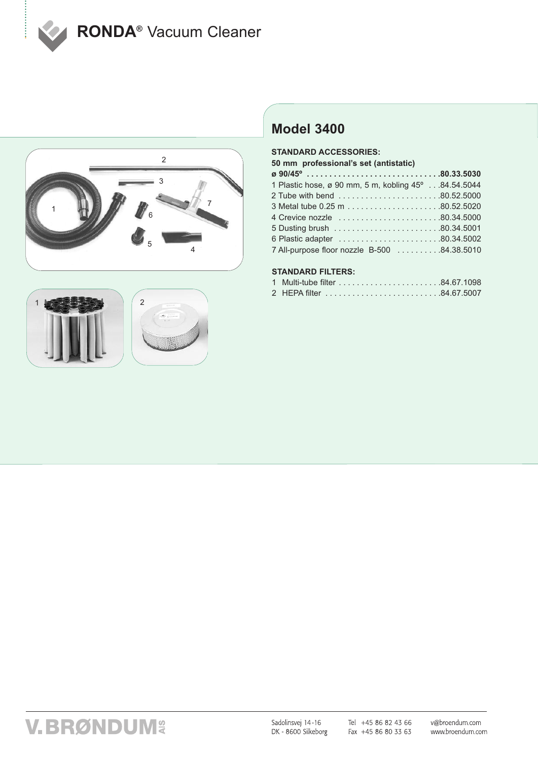# RONDA® Vacuum Cleaner

## Model 3400

**STANDARD ACCESSORIES:**

**50 mm professional's set (antistatic)**

**ø 90/45º . . . . . . . . . . . . . . . . . . . . . . . . . . . . . .80.33.5030**

1 Plastic hose, ø 90 mm, 5 m, kobling 45º . . .84.54.5044
2 Tube with bend . . . . . . . . . . . . . . . . . . . . . . .80.52.5000
3 Metal tube 0.25 m . . . . . . . . . . . . . . . . . . . . .80.52.5020
4 Crevice nozzle . . . . . . . . . . . . . . . . . . . . . . .80.34.5000
5 Dusting brush . . . . . . . . . . . . . . . . . . . . . . . .80.34.5001
6 Plastic adapter . . . . . . . . . . . . . . . . . . . . . . .80.34.5002
7 All-purpose floor nozzle B-500 . . . . . . . . . .84.38.5010

**STANDARD FILTERS:**

1 Multi-tube filter . . . . . . . . . . . . . . . . . . . . . . .84.67.1098
2 HEPA filter . . . . . . . . . . . . . . . . . . . . . . . . . .84.67.5007

V.BRØNDUM A/S

Sadolinsvej 14-16
DK - 8600 Silkeborg

Tel +45 86 82 43 66
Fax +45 86 80 33 63

v@broendum.com
www.broendum.com